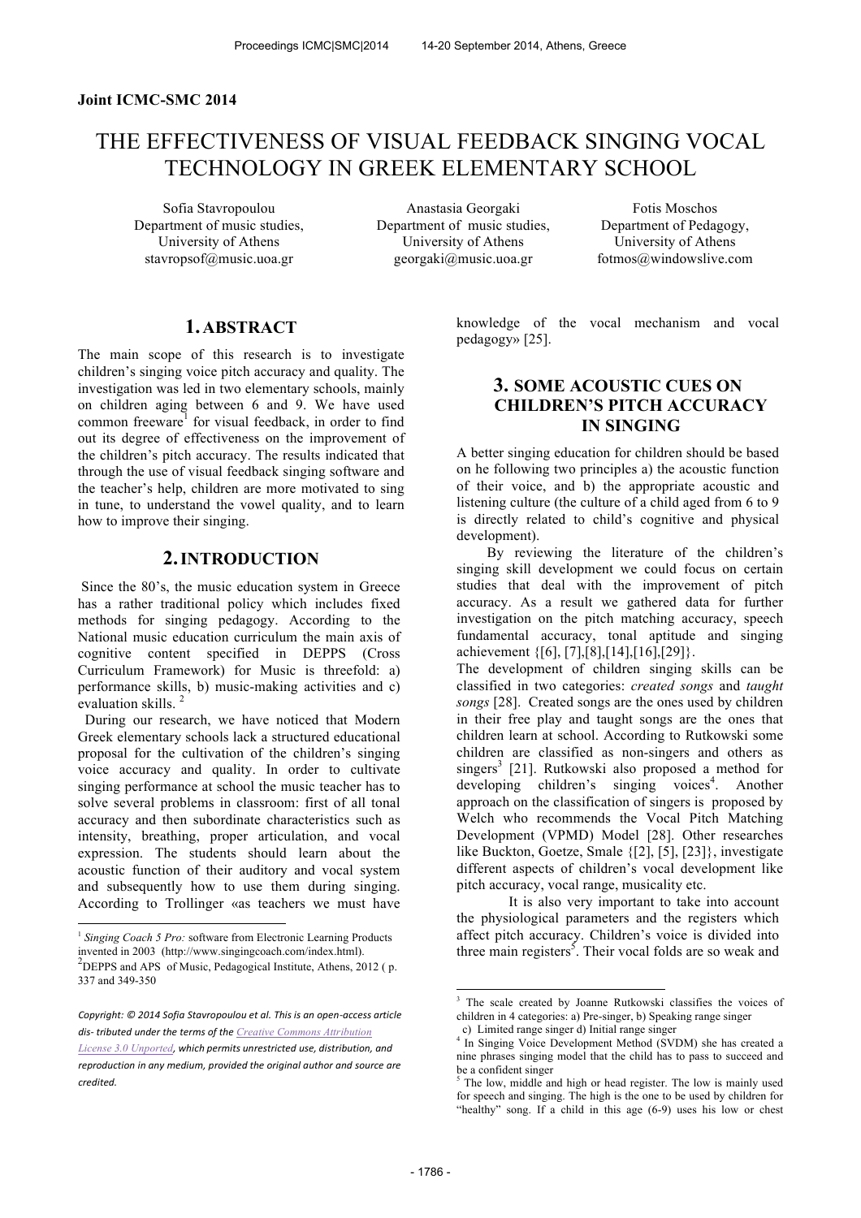**Joint ICMC-SMC 2014**

# THE EFFECTIVENESS OF VISUAL FEEDBACK SINGING VOCAL TECHNOLOGY IN GREEK ELEMENTARY SCHOOL

Sofia Stavropoulou
Department of music studies,
University of Athens
stavropsof@music.uoa.gr

Anastasia Georgaki
Department of music studies,
University of Athens
georgaki@music.uoa.gr

Fotis Moschos
Department of Pedagogy,
University of Athens
fotmos@windowslive.com

## 1. ABSTRACT

The main scope of this research is to investigate children's singing voice pitch accuracy and quality. The investigation was led in two elementary schools, mainly on children aging between 6 and 9. We have used common freeware[1] for visual feedback, in order to find out its degree of effectiveness on the improvement of the children's pitch accuracy. The results indicated that through the use of visual feedback singing software and the teacher's help, children are more motivated to sing in tune, to understand the vowel quality, and to learn how to improve their singing.

## 2. INTRODUCTION

Since the 80's, the music education system in Greece has a rather traditional policy which includes fixed methods for singing pedagogy. According to the National music education curriculum the main axis of cognitive content specified in DEPPS (Cross Curriculum Framework) for Music is threefold: a) performance skills, b) music-making activities and c) evaluation skills. [2]

During our research, we have noticed that Modern Greek elementary schools lack a structured educational proposal for the cultivation of the children's singing voice accuracy and quality. In order to cultivate singing performance at school the music teacher has to solve several problems in classroom: first of all tonal accuracy and then subordinate characteristics such as intensity, breathing, proper articulation, and vocal expression. The students should learn about the acoustic function of their auditory and vocal system and subsequently how to use them during singing. According to Trollinger «as teachers we must have knowledge of the vocal mechanism and vocal pedagogy» [25].

## 3. SOME ACOUSTIC CUES ON CHILDREN'S PITCH ACCURACY IN SINGING

A better singing education for children should be based on he following two principles a) the acoustic function of their voice, and b) the appropriate acoustic and listening culture (the culture of a child aged from 6 to 9 is directly related to child's cognitive and physical development).

By reviewing the literature of the children's singing skill development we could focus on certain studies that deal with the improvement of pitch accuracy. As a result we gathered data for further investigation on the pitch matching accuracy, speech fundamental accuracy, tonal aptitude and singing achievement {[6], [7],[8],[14],[16],[29]}.

The development of children singing skills can be classified in two categories: *created songs* and *taught songs* [28]. Created songs are the ones used by children in their free play and taught songs are the ones that children learn at school. According to Rutkowski some children are classified as non-singers and others as singers[3] [21]. Rutkowski also proposed a method for developing children's singing voices[4]. Another approach on the classification of singers is proposed by Welch who recommends the Vocal Pitch Matching Development (VPMD) Model [28]. Other researches like Buckton, Goetze, Smale {[2], [5], [23]}, investigate different aspects of children's vocal development like pitch accuracy, vocal range, musicality etc.

It is also very important to take into account the physiological parameters and the registers which affect pitch accuracy. Children's voice is divided into three main registers[5]. Their vocal folds are so weak and

---

[1] *Singing Coach 5 Pro:* software from Electronic Learning Products invented in 2003 (http://www.singingcoach.com/index.html).

[2] DEPPS and APS of Music, Pedagogical Institute, Athens, 2012 ( p. 337 and 349-350

[3] The scale created by Joanne Rutkowski classifies the voices of children in 4 categories: a) Pre-singer, b) Speaking range singer c) Limited range singer d) Initial range singer

[4] In Singing Voice Development Method (SVDM) she has created a nine phrases singing model that the child has to pass to succeed and be a confident singer

[5] The low, middle and high or head register. The low is mainly used for speech and singing. The high is the one to be used by children for "healthy" song. If a child in this age (6-9) uses his low or chest

*Copyright: © 2014 Sofia Stavropoulou et al. This is an open-access article dis- tributed under the terms of the Creative Commons Attribution License 3.0 Unported, which permits unrestricted use, distribution, and reproduction in any medium, provided the original author and source are credited.*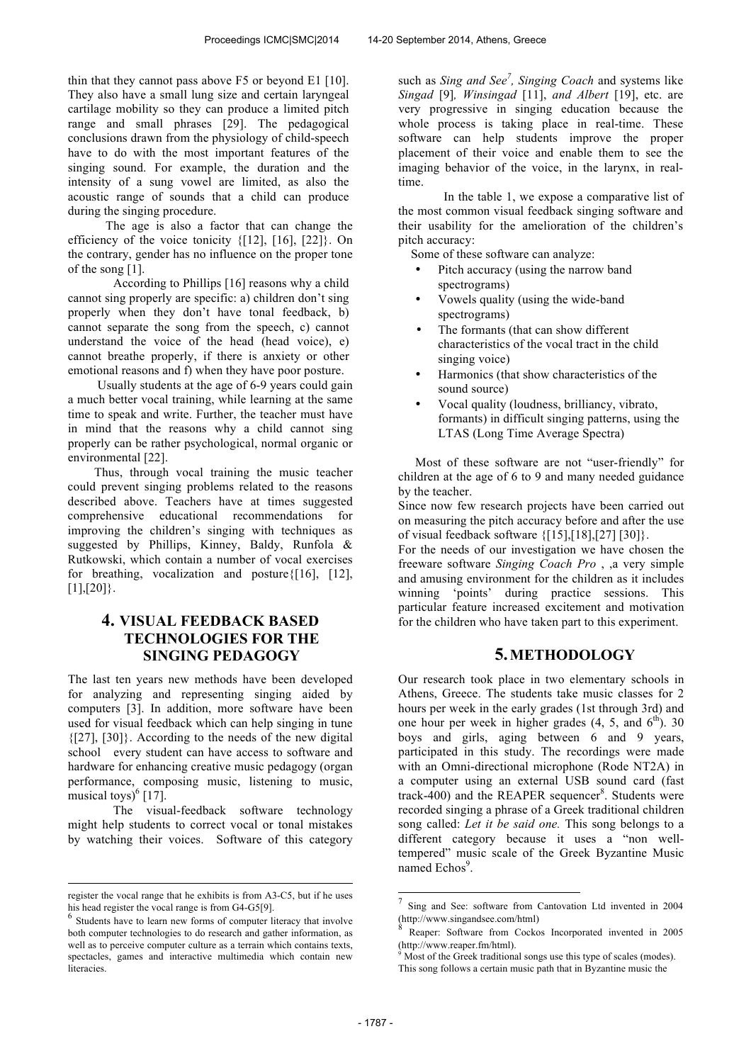thin that they cannot pass above F5 or beyond E1 [10]. They also have a small lung size and certain laryngeal cartilage mobility so they can produce a limited pitch range and small phrases [29]. The pedagogical conclusions drawn from the physiology of child-speech have to do with the most important features of the singing sound. For example, the duration and the intensity of a sung vowel are limited, as also the acoustic range of sounds that a child can produce during the singing procedure.

The age is also a factor that can change the efficiency of the voice tonicity {[12], [16], [22]}. On the contrary, gender has no influence on the proper tone of the song [1].

According to Phillips [16] reasons why a child cannot sing properly are specific: a) children don't sing properly when they don't have tonal feedback, b) cannot separate the song from the speech, c) cannot understand the voice of the head (head voice), e) cannot breathe properly, if there is anxiety or other emotional reasons and f) when they have poor posture.

Usually students at the age of 6-9 years could gain a much better vocal training, while learning at the same time to speak and write. Further, the teacher must have in mind that the reasons why a child cannot sing properly can be rather psychological, normal organic or environmental [22].

Thus, through vocal training the music teacher could prevent singing problems related to the reasons described above. Teachers have at times suggested comprehensive educational recommendations for improving the children's singing with techniques as suggested by Phillips, Kinney, Baldy, Runfola & Rutkowski, which contain a number of vocal exercises for breathing, vocalization and posture{[16], [12], [1],[20]}.

# 4. VISUAL FEEDBACK BASED TECHNOLOGIES FOR THE SINGING PEDAGOGY

The last ten years new methods have been developed for analyzing and representing singing aided by computers [3]. In addition, more software have been used for visual feedback which can help singing in tune {[27], [30]}. According to the needs of the new digital school every student can have access to software and hardware for enhancing creative music pedagogy (organ performance, composing music, listening to music, musical toys)[6] [17].

The visual-feedback software technology might help students to correct vocal or tonal mistakes by watching their voices. Software of this category such as *Sing and See*[7]*, Singing Coach* and systems like *Singad* [9]*, Winsingad* [11], *and Albert* [19], etc. are very progressive in singing education because the whole process is taking place in real-time. These software can help students improve the proper placement of their voice and enable them to see the imaging behavior of the voice, in the larynx, in real-time.

In the table 1, we expose a comparative list of the most common visual feedback singing software and their usability for the amelioration of the children's pitch accuracy:

Some of these software can analyze:

- Pitch accuracy (using the narrow band spectrograms)
- Vowels quality (using the wide-band spectrograms)
- The formants (that can show different characteristics of the vocal tract in the child singing voice)
- Harmonics (that show characteristics of the sound source)
- Vocal quality (loudness, brilliancy, vibrato, formants) in difficult singing patterns, using the LTAS (Long Time Average Spectra)

Most of these software are not "user-friendly" for children at the age of 6 to 9 and many needed guidance by the teacher.

Since now few research projects have been carried out on measuring the pitch accuracy before and after the use of visual feedback software {[15],[18],[27] [30]}.

For the needs of our investigation we have chosen the freeware software *Singing Coach Pro* , ,a very simple and amusing environment for the children as it includes winning 'points' during practice sessions. This particular feature increased excitement and motivation for the children who have taken part to this experiment.

# 5. METHODOLOGY

Our research took place in two elementary schools in Athens, Greece. The students take music classes for 2 hours per week in the early grades (1st through 3rd) and one hour per week in higher grades (4, 5, and 6$^{th}$). 30 boys and girls, aging between 6 and 9 years, participated in this study. The recordings were made with an Omni-directional microphone (Rode NT2A) in a computer using an external USB sound card (fast track-400) and the REAPER sequencer[8]. Students were recorded singing a phrase of a Greek traditional children song called: *Let it be said one.* This song belongs to a different category because it uses a "non well-tempered" music scale of the Greek Byzantine Music named Echos[9].

---

register the vocal range that he exhibits is from A3-C5, but if he uses his head register the vocal range is from G4-G5[9].

[6] Students have to learn new forms of computer literacy that involve both computer technologies to do research and gather information, as well as to perceive computer culture as a terrain which contains texts, spectacles, games and interactive multimedia which contain new literacies.

[7] Sing and See: software from Cantovation Ltd invented in 2004 (http://www.singandsee.com/html)

[8] Reaper: Software from Cockos Incorporated invented in 2005 (http://www.reaper.fm/html).

[9] Most of the Greek traditional songs use this type of scales (modes). This song follows a certain music path that in Byzantine music the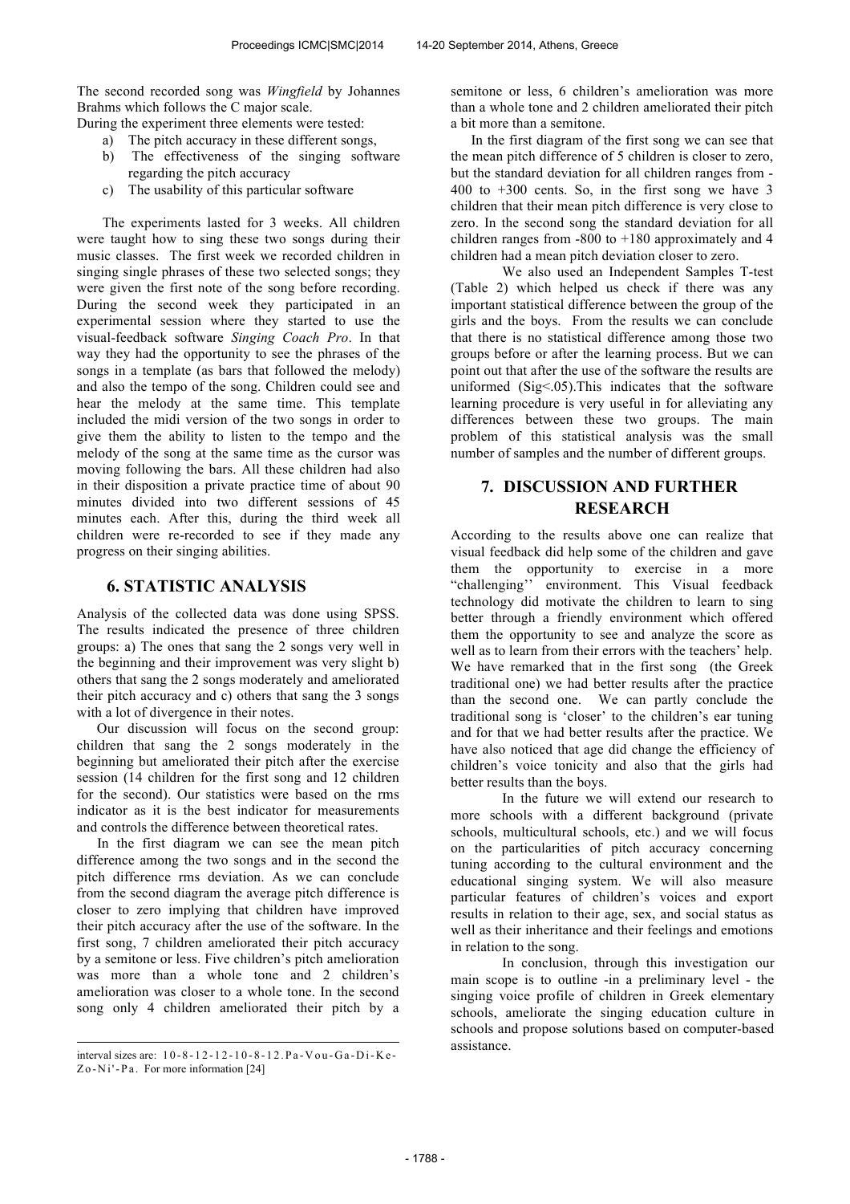The second recorded song was *Wingfield* by Johannes Brahms which follows the C major scale.

During the experiment three elements were tested:

a) The pitch accuracy in these different songs,
b) The effectiveness of the singing software regarding the pitch accuracy
c) The usability of this particular software

The experiments lasted for 3 weeks. All children were taught how to sing these two songs during their music classes. The first week we recorded children in singing single phrases of these two selected songs; they were given the first note of the song before recording. During the second week they participated in an experimental session where they started to use the visual-feedback software *Singing Coach Pro*. In that way they had the opportunity to see the phrases of the songs in a template (as bars that followed the melody) and also the tempo of the song. Children could see and hear the melody at the same time. This template included the midi version of the two songs in order to give them the ability to listen to the tempo and the melody of the song at the same time as the cursor was moving following the bars. All these children had also in their disposition a private practice time of about 90 minutes divided into two different sessions of 45 minutes each. After this, during the third week all children were re-recorded to see if they made any progress on their singing abilities.

## 6. STATISTIC ANALYSIS

Analysis of the collected data was done using SPSS. The results indicated the presence of three children groups: a) The ones that sang the 2 songs very well in the beginning and their improvement was very slight b) others that sang the 2 songs moderately and ameliorated their pitch accuracy and c) others that sang the 3 songs with a lot of divergence in their notes.

Our discussion will focus on the second group: children that sang the 2 songs moderately in the beginning but ameliorated their pitch after the exercise session (14 children for the first song and 12 children for the second). Our statistics were based on the rms indicator as it is the best indicator for measurements and controls the difference between theoretical rates.

In the first diagram we can see the mean pitch difference among the two songs and in the second the pitch difference rms deviation. As we can conclude from the second diagram the average pitch difference is closer to zero implying that children have improved their pitch accuracy after the use of the software. In the first song, 7 children ameliorated their pitch accuracy by a semitone or less. Five children's pitch amelioration was more than a whole tone and 2 children's amelioration was closer to a whole tone. In the second song only 4 children ameliorated their pitch by a semitone or less, 6 children's amelioration was more than a whole tone and 2 children ameliorated their pitch a bit more than a semitone.

In the first diagram of the first song we can see that the mean pitch difference of 5 children is closer to zero, but the standard deviation for all children ranges from -400 to +300 cents. So, in the first song we have 3 children that their mean pitch difference is very close to zero. In the second song the standard deviation for all children ranges from -800 to +180 approximately and 4 children had a mean pitch deviation closer to zero.

We also used an Independent Samples T-test (Table 2) which helped us check if there was any important statistical difference between the group of the girls and the boys. From the results we can conclude that there is no statistical difference among those two groups before or after the learning process. But we can point out that after the use of the software the results are uniformed (Sig<.05).This indicates that the software learning procedure is very useful in for alleviating any differences between these two groups. The main problem of this statistical analysis was the small number of samples and the number of different groups.

## 7. DISCUSSION AND FURTHER RESEARCH

According to the results above one can realize that visual feedback did help some of the children and gave them the opportunity to exercise in a more "challenging'' environment. This Visual feedback technology did motivate the children to learn to sing better through a friendly environment which offered them the opportunity to see and analyze the score as well as to learn from their errors with the teachers' help. We have remarked that in the first song (the Greek traditional one) we had better results after the practice than the second one. We can partly conclude the traditional song is 'closer' to the children's ear tuning and for that we had better results after the practice. We have also noticed that age did change the efficiency of children's voice tonicity and also that the girls had better results than the boys.

In the future we will extend our research to more schools with a different background (private schools, multicultural schools, etc.) and we will focus on the particularities of pitch accuracy concerning tuning according to the cultural environment and the educational singing system. We will also measure particular features of children's voices and export results in relation to their age, sex, and social status as well as their inheritance and their feelings and emotions in relation to the song.

In conclusion, through this investigation our main scope is to outline -in a preliminary level - the singing voice profile of children in Greek elementary schools, ameliorate the singing education culture in schools and propose solutions based on computer-based assistance.

---

interval sizes are: 10-8-12-12-10-8-12.Pa-Vou-Ga-Di-Ke-Zo-Ni'-Pa. For more information [24]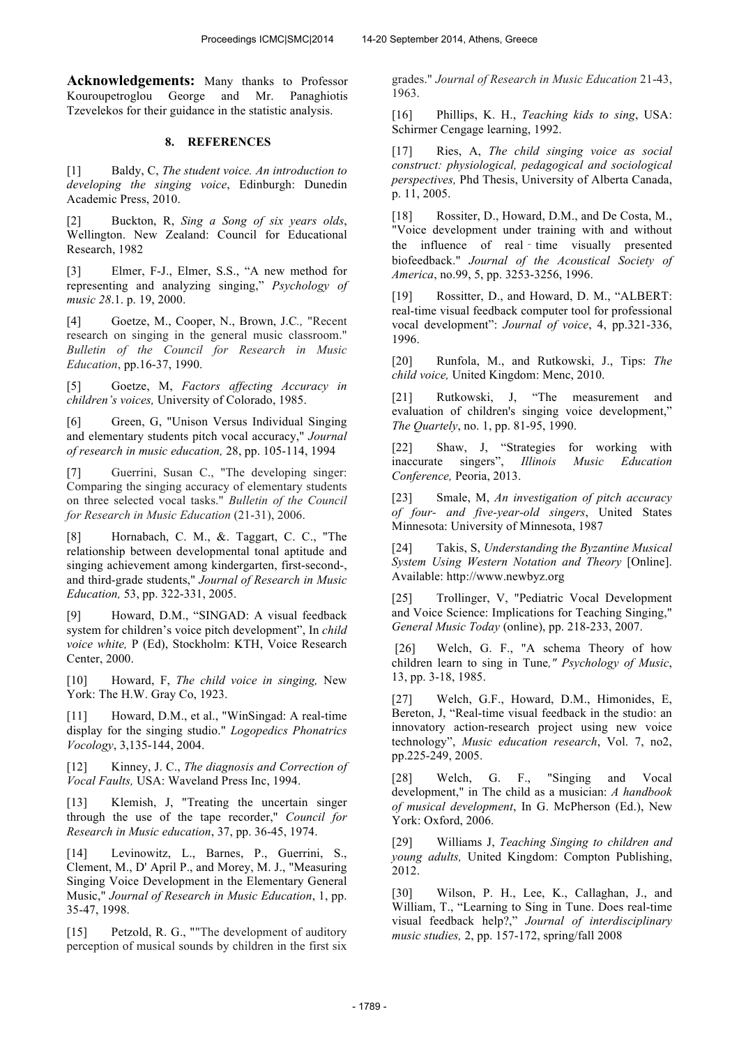**Acknowledgements:** Many thanks to Professor Kouroupetroglou George and Mr. Panaghiotis Tzevelekos for their guidance in the statistic analysis.

## 8. REFERENCES

[1] Baldy, C, *The student voice. An introduction to developing the singing voice*, Edinburgh: Dunedin Academic Press, 2010.

[2] Buckton, R, *Sing a Song of six years olds*, Wellington. New Zealand: Council for Educational Research, 1982

[3] Elmer, F-J., Elmer, S.S., "A new method for representing and analyzing singing," *Psychology of music 28*.1. p. 19, 2000.

[4] Goetze, M., Cooper, N., Brown, J.C*.,* "Recent research on singing in the general music classroom." *Bulletin of the Council for Research in Music Education*, pp.16-37, 1990.

[5] Goetze, M, *Factors affecting Accuracy in children's voices,* University of Colorado, 1985.

[6] Green, G, "Unison Versus Individual Singing and elementary students pitch vocal accuracy," *Journal of research in music education,* 28, pp. 105-114, 1994

[7] Guerrini, Susan C., "The developing singer: Comparing the singing accuracy of elementary students on three selected vocal tasks." *Bulletin of the Council for Research in Music Education* (21-31), 2006.

[8] Hornabach, C. M., &. Taggart, C. C., "The relationship between developmental tonal aptitude and singing achievement among kindergarten, first-second-, and third-grade students," *Journal of Research in Music Education,* 53, pp. 322-331, 2005.

[9] Howard, D.M., "SINGAD: A visual feedback system for children's voice pitch development", In *child voice white,* P (Ed), Stockholm: KTH, Voice Research Center, 2000.

[10] Howard, F, *The child voice in singing,* New York: The H.W. Gray Co, 1923.

[11] Howard, D.M., et al., "WinSingad: A real-time display for the singing studio." *Logopedics Phonatrics Vocology*, 3,135-144, 2004.

[12] Kinney, J. C., *The diagnosis and Correction of Vocal Faults,* USA: Waveland Press Inc, 1994.

[13] Klemish, J, "Treating the uncertain singer through the use of the tape recorder," *Council for Research in Music education*, 37, pp. 36-45, 1974.

[14] Levinowitz, L., Barnes, P., Guerrini, S., Clement, M., D' April P., and Morey, M. J., "Measuring Singing Voice Development in the Elementary General Music," *Journal of Research in Music Education*, 1, pp. 35-47, 1998.

[15] Petzold, R. G., ""The development of auditory perception of musical sounds by children in the first six grades." *Journal of Research in Music Education* 21-43, 1963.

[16] Phillips, K. H., *Teaching kids to sing*, USA: Schirmer Cengage learning, 1992.

[17] Ries, A, *The child singing voice as social construct: physiological, pedagogical and sociological perspectives,* Phd Thesis, University of Alberta Canada, p. 11, 2005.

[18] Rossiter, D., Howard, D.M., and De Costa, M., "Voice development under training with and without the influence of real‐time visually presented biofeedback." *Journal of the Acoustical Society of America*, no.99, 5, pp. 3253-3256, 1996.

[19] Rossitter, D., and Howard, D. M., "ALBERT: real-time visual feedback computer tool for professional vocal development": *Journal of voice*, 4, pp.321-336, 1996.

[20] Runfola, M., and Rutkowski, J., Tips: *The child voice,* United Kingdom: Menc, 2010.

[21] Rutkowski, J, "The measurement and evaluation of children's singing voice development," *The Quartely*, no. 1, pp. 81-95, 1990.

[22] Shaw, J, "Strategies for working with inaccurate singers", *Illinois Music Education Conference,* Peoria, 2013.

[23] Smale, M, *An investigation of pitch accuracy of four- and five-year-old singers*, United States Minnesota: University of Minnesota, 1987

[24] Takis, S, *Understanding the Byzantine Musical System Using Western Notation and Theory* [Online]. Available: http://www.newbyz.org

[25] Trollinger, V, "Pediatric Vocal Development and Voice Science: Implications for Teaching Singing," *General Music Today* (online), pp. 218-233, 2007.

[26] Welch, G. F., "A schema Theory of how children learn to sing in Tune*," Psychology of Music*, 13, pp. 3-18, 1985.

[27] Welch, G.F., Howard, D.M., Himonides, E, Bereton, J, "Real-time visual feedback in the studio: an innovatory action-research project using new voice technology", *Music education research*, Vol. 7, no2, pp.225-249, 2005.

[28] Welch, G. F., "Singing and Vocal development," in The child as a musician: *A handbook of musical development*, In G. McPherson (Ed.), New York: Oxford, 2006.

[29] Williams J, *Teaching Singing to children and young adults,* United Kingdom: Compton Publishing, 2012.

[30] Wilson, P. H., Lee, K., Callaghan, J., and William, T., "Learning to Sing in Tune. Does real-time visual feedback help?," *Journal of interdisciplinary music studies,* 2, pp. 157-172, spring/fall 2008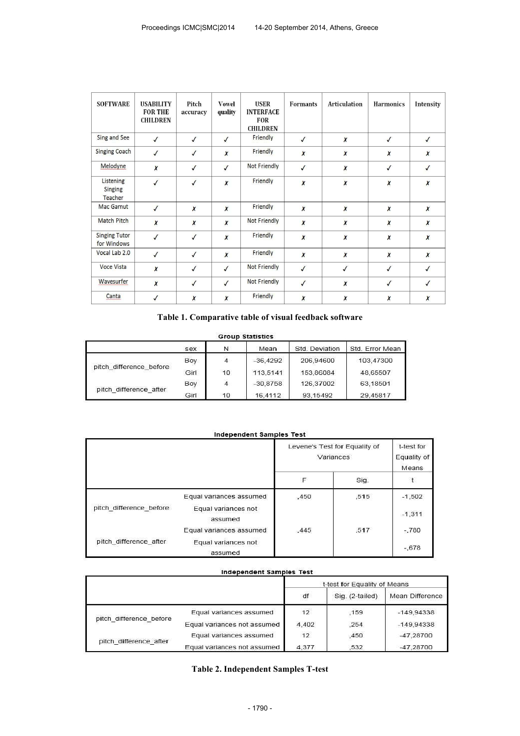| SOFTWARE | USABILITY FOR THE CHILDREN | Pitch accuracy | Vowel quality | USER INTERFACE FOR CHILDREN | Formants | Articulation | Harmonics | Intensity |
|---|---|---|---|---|---|---|---|---|
| Sing and See | ✓ | ✓ | ✓ | Friendly | ✓ | ✗ | ✓ | ✓ |
| Singing Coach | ✓ | ✓ | ✗ | Friendly | ✗ | ✗ | ✗ | ✗ |
| Melodyne | ✗ | ✓ | ✓ | Not Friendly | ✓ | ✗ | ✓ | ✓ |
| Listening Singing Teacher | ✓ | ✓ | ✗ | Friendly | ✗ | ✗ | ✗ | ✗ |
| Mac Gamut | ✓ | ✗ | ✗ | Friendly | ✗ | ✗ | ✗ | ✗ |
| Match Pitch | ✗ | ✗ | ✗ | Not Friendly | ✗ | ✗ | ✗ | ✗ |
| Singing Tutor for Windows | ✓ | ✓ | ✗ | Friendly | ✗ | ✗ | ✗ | ✗ |
| Vocal Lab 2.0 | ✓ | ✓ | ✗ | Friendly | ✗ | ✗ | ✗ | ✗ |
| Voce Vista | ✗ | ✓ | ✓ | Not Friendly | ✓ | ✓ | ✓ | ✓ |
| Wavesurfer | ✗ | ✓ | ✓ | Not Friendly | ✓ | ✗ | ✓ | ✓ |
| Canta | ✓ | ✗ | ✗ | Friendly | ✗ | ✗ | ✗ | ✗ |

**Table 1. Comparative table of visual feedback software**

**Group Statistics**

| | sex | N | Mean | Std. Deviation | Std. Error Mean |
|---|---|---|---|---|---|
| pitch_difference_before | Boy | 4 | -36,4292 | 206,94600 | 103,47300 |
| | Girl | 10 | 113,5141 | 153,86084 | 48,65507 |
| pitch_difference_after | Boy | 4 | -30,8758 | 126,37002 | 63,18501 |
| | Girl | 10 | 16,4112 | 93,15492 | 29,45817 |

**Independent Samples Test**

| | | Levene's Test for Equality of Variances | | t-test for Equality of Means |
|---|---|---|---|---|
| | | F | Sig. | t |
| pitch_difference_before | Equal variances assumed | ,450 | ,515 | -1,502 |
| | Equal variances not assumed | | | -1,311 |
| pitch_difference_after | Equal variances assumed | ,445 | ,517 | -,780 |
| | Equal variances not assumed | | | -,678 |

**Independent Samples Test**

| | | t-test for Equality of Means | | |
|---|---|---|---|---|
| | | df | Sig. (2-tailed) | Mean Difference |
| pitch_difference_before | Equal variances assumed | 12 | ,159 | -149,94338 |
| | Equal variances not assumed | 4,402 | ,254 | -149,94338 |
| pitch_difference_after | Equal variances assumed | 12 | ,450 | -47,28700 |
| | Equal variances not assumed | 4,377 | ,532 | -47,28700 |

**Table 2. Independent Samples T-test**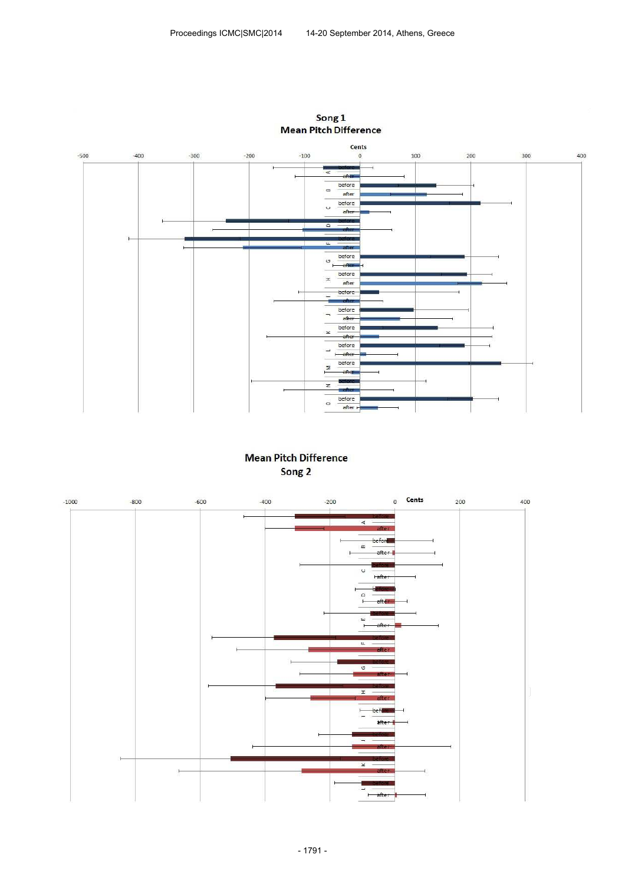**Song 1**
**Mean Pitch Difference**

**Mean Pitch Difference**
**Song 2**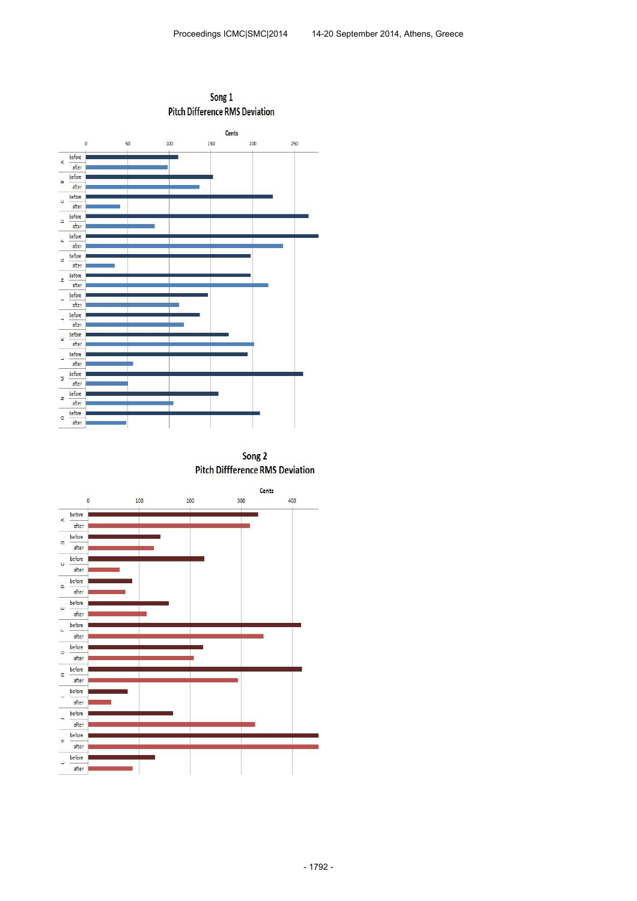Song 1

Pitch Difference RMS Deviation

Cents

0 50 100 150 200 250

A before after
B before after
C before after
D before after
F before after
G before after
H before after
I before after
J before after
K before after
L before after
M before after
N before after
O before after

Song 2

Pitch Diffference RMS Deviation

Cents

0 100 200 300 400

A before after
B before after
C before after
D before after
E before after
F before after
G before after
H before after
I before after
J before after
K before after
L before after